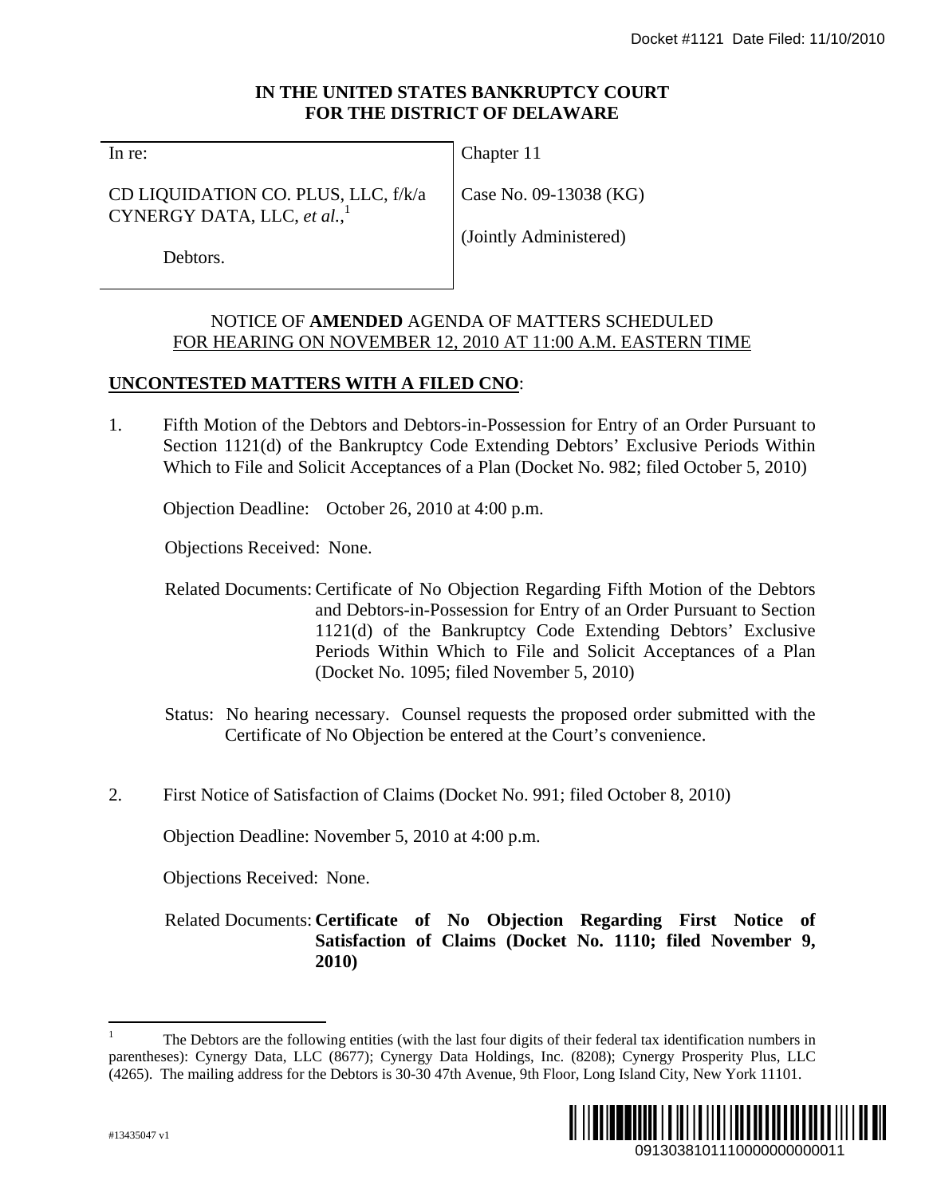Docket #1121 Date Filed: 11/10/2010

**IN THE UNITED STATES BANKRUPTCY COURT**
**FOR THE DISTRICT OF DELAWARE**

| | |
|---|---|
| In re: | Chapter 11 |
| CD LIQUIDATION CO. PLUS, LLC, f/k/a CYNERGY DATA, LLC, *et al.*,[1] | Case No. 09-13038 (KG) |
| Debtors. | (Jointly Administered) |

NOTICE OF **AMENDED** AGENDA OF MATTERS SCHEDULED
FOR HEARING ON NOVEMBER 12, 2010 AT 11:00 A.M. EASTERN TIME

**UNCONTESTED MATTERS WITH A FILED CNO**:

1. Fifth Motion of the Debtors and Debtors-in-Possession for Entry of an Order Pursuant to Section 1121(d) of the Bankruptcy Code Extending Debtors' Exclusive Periods Within Which to File and Solicit Acceptances of a Plan (Docket No. 982; filed October 5, 2010)

   Objection Deadline: October 26, 2010 at 4:00 p.m.

   Objections Received: None.

   Related Documents: Certificate of No Objection Regarding Fifth Motion of the Debtors and Debtors-in-Possession for Entry of an Order Pursuant to Section 1121(d) of the Bankruptcy Code Extending Debtors' Exclusive Periods Within Which to File and Solicit Acceptances of a Plan (Docket No. 1095; filed November 5, 2010)

   Status: No hearing necessary. Counsel requests the proposed order submitted with the Certificate of No Objection be entered at the Court's convenience.

2. First Notice of Satisfaction of Claims (Docket No. 991; filed October 8, 2010)

   Objection Deadline: November 5, 2010 at 4:00 p.m.

   Objections Received: None.

   Related Documents: **Certificate of No Objection Regarding First Notice of Satisfaction of Claims (Docket No. 1110; filed November 9, 2010)**

[1] The Debtors are the following entities (with the last four digits of their federal tax identification numbers in parentheses): Cynergy Data, LLC (8677); Cynergy Data Holdings, Inc. (8208); Cynergy Prosperity Plus, LLC (4265). The mailing address for the Debtors is 30-30 47th Avenue, 9th Floor, Long Island City, New York 11101.

#13435047 v1

0913038101110000000000011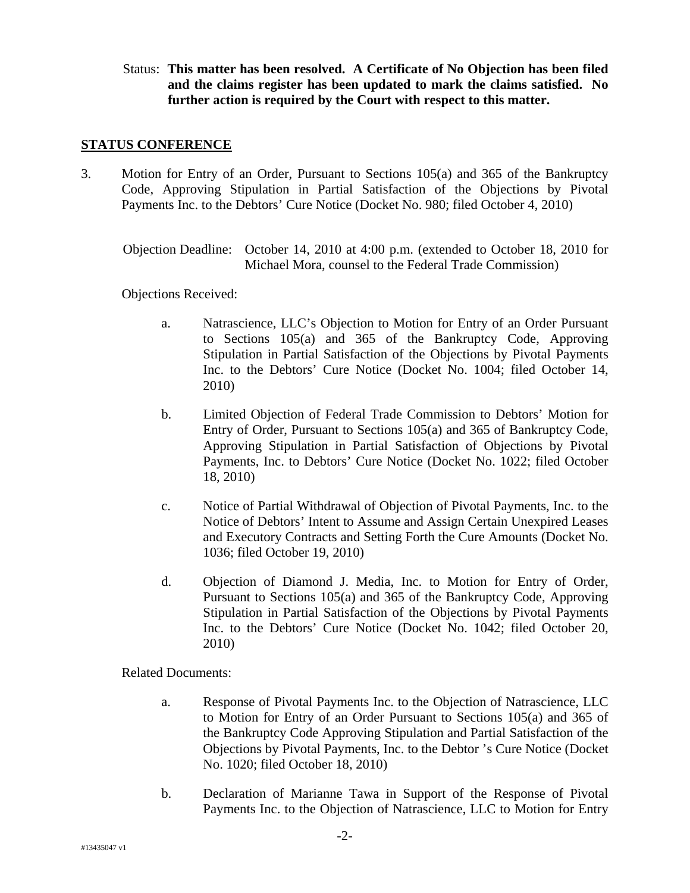Status: **This matter has been resolved. A Certificate of No Objection has been filed and the claims register has been updated to mark the claims satisfied. No further action is required by the Court with respect to this matter.**

## STATUS CONFERENCE

3. Motion for Entry of an Order, Pursuant to Sections 105(a) and 365 of the Bankruptcy Code, Approving Stipulation in Partial Satisfaction of the Objections by Pivotal Payments Inc. to the Debtors' Cure Notice (Docket No. 980; filed October 4, 2010)

   Objection Deadline: October 14, 2010 at 4:00 p.m. (extended to October 18, 2010 for Michael Mora, counsel to the Federal Trade Commission)

   Objections Received:

   a. Natrascience, LLC's Objection to Motion for Entry of an Order Pursuant to Sections 105(a) and 365 of the Bankruptcy Code, Approving Stipulation in Partial Satisfaction of the Objections by Pivotal Payments Inc. to the Debtors' Cure Notice (Docket No. 1004; filed October 14, 2010)

   b. Limited Objection of Federal Trade Commission to Debtors' Motion for Entry of Order, Pursuant to Sections 105(a) and 365 of Bankruptcy Code, Approving Stipulation in Partial Satisfaction of Objections by Pivotal Payments, Inc. to Debtors' Cure Notice (Docket No. 1022; filed October 18, 2010)

   c. Notice of Partial Withdrawal of Objection of Pivotal Payments, Inc. to the Notice of Debtors' Intent to Assume and Assign Certain Unexpired Leases and Executory Contracts and Setting Forth the Cure Amounts (Docket No. 1036; filed October 19, 2010)

   d. Objection of Diamond J. Media, Inc. to Motion for Entry of Order, Pursuant to Sections 105(a) and 365 of the Bankruptcy Code, Approving Stipulation in Partial Satisfaction of the Objections by Pivotal Payments Inc. to the Debtors' Cure Notice (Docket No. 1042; filed October 20, 2010)

   Related Documents:

   a. Response of Pivotal Payments Inc. to the Objection of Natrascience, LLC to Motion for Entry of an Order Pursuant to Sections 105(a) and 365 of the Bankruptcy Code Approving Stipulation and Partial Satisfaction of the Objections by Pivotal Payments, Inc. to the Debtor 's Cure Notice (Docket No. 1020; filed October 18, 2010)

   b. Declaration of Marianne Tawa in Support of the Response of Pivotal Payments Inc. to the Objection of Natrascience, LLC to Motion for Entry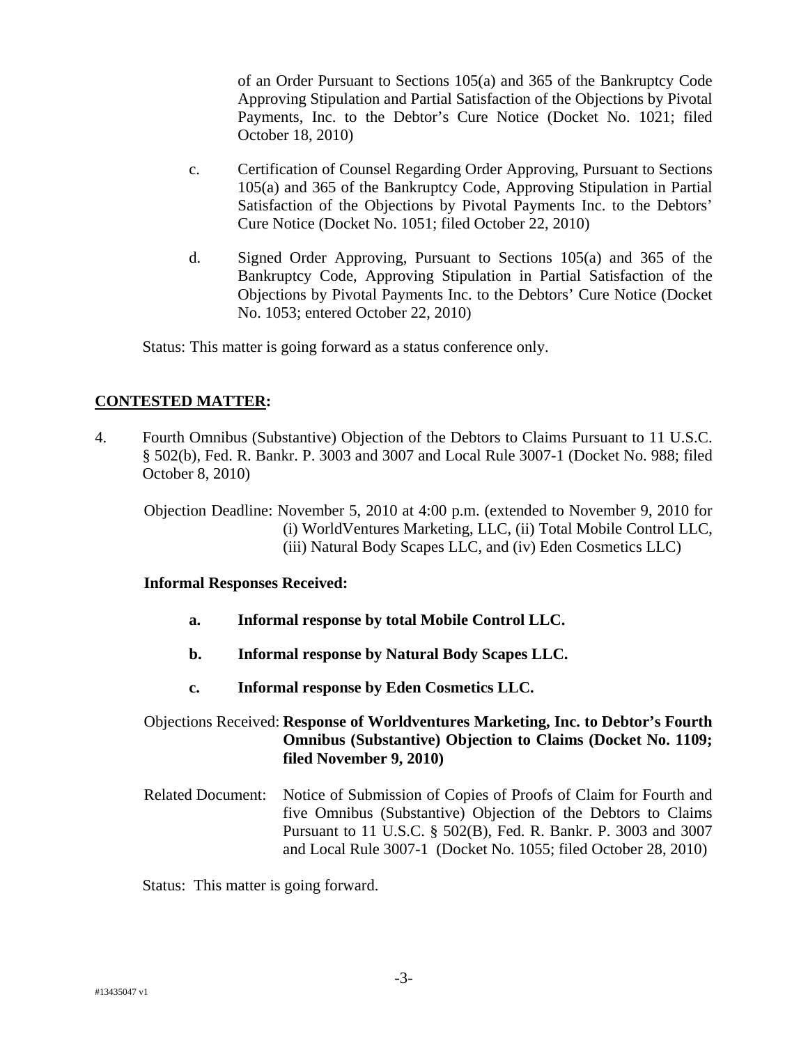of an Order Pursuant to Sections 105(a) and 365 of the Bankruptcy Code Approving Stipulation and Partial Satisfaction of the Objections by Pivotal Payments, Inc. to the Debtor's Cure Notice (Docket No. 1021; filed October 18, 2010)

c. Certification of Counsel Regarding Order Approving, Pursuant to Sections 105(a) and 365 of the Bankruptcy Code, Approving Stipulation in Partial Satisfaction of the Objections by Pivotal Payments Inc. to the Debtors' Cure Notice (Docket No. 1051; filed October 22, 2010)

d. Signed Order Approving, Pursuant to Sections 105(a) and 365 of the Bankruptcy Code, Approving Stipulation in Partial Satisfaction of the Objections by Pivotal Payments Inc. to the Debtors' Cure Notice (Docket No. 1053; entered October 22, 2010)

Status: This matter is going forward as a status conference only.

**CONTESTED MATTER:**

4. Fourth Omnibus (Substantive) Objection of the Debtors to Claims Pursuant to 11 U.S.C. § 502(b), Fed. R. Bankr. P. 3003 and 3007 and Local Rule 3007-1 (Docket No. 988; filed October 8, 2010)

Objection Deadline: November 5, 2010 at 4:00 p.m. (extended to November 9, 2010 for (i) WorldVentures Marketing, LLC, (ii) Total Mobile Control LLC, (iii) Natural Body Scapes LLC, and (iv) Eden Cosmetics LLC)

**Informal Responses Received:**

**a. Informal response by total Mobile Control LLC.**

**b. Informal response by Natural Body Scapes LLC.**

**c. Informal response by Eden Cosmetics LLC.**

Objections Received: **Response of Worldventures Marketing, Inc. to Debtor's Fourth Omnibus (Substantive) Objection to Claims (Docket No. 1109; filed November 9, 2010)**

Related Document: Notice of Submission of Copies of Proofs of Claim for Fourth and five Omnibus (Substantive) Objection of the Debtors to Claims Pursuant to 11 U.S.C. § 502(B), Fed. R. Bankr. P. 3003 and 3007 and Local Rule 3007-1 (Docket No. 1055; filed October 28, 2010)

Status: This matter is going forward.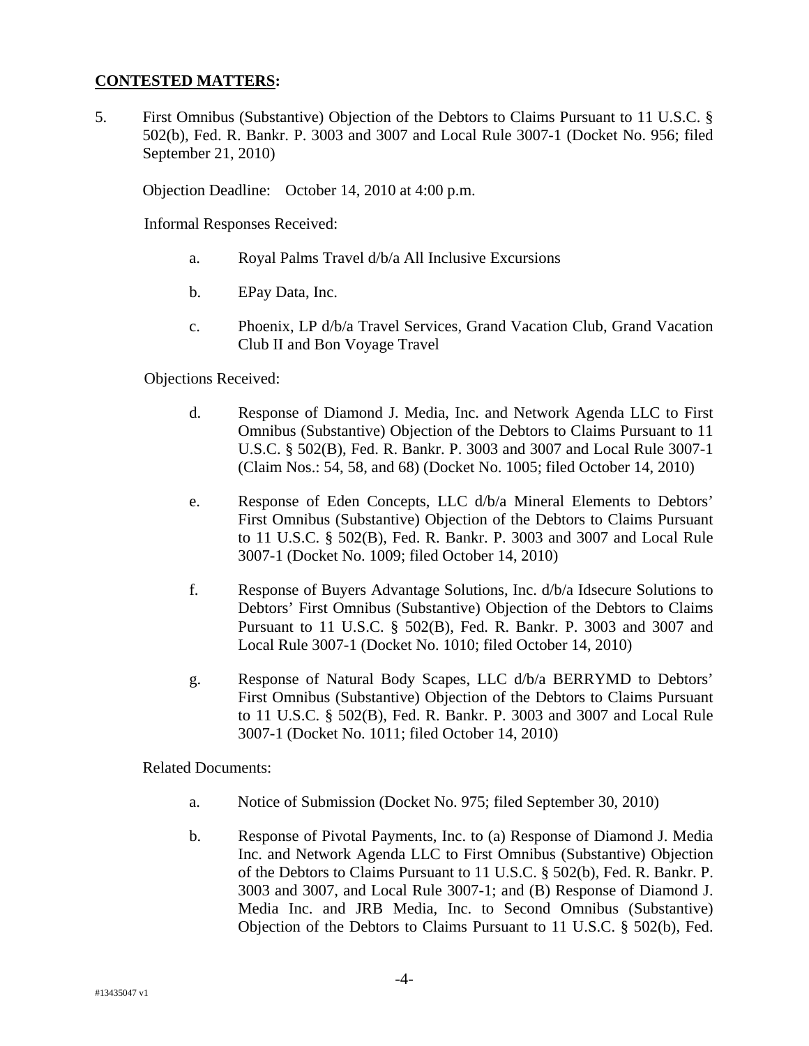**CONTESTED MATTERS:**

5. First Omnibus (Substantive) Objection of the Debtors to Claims Pursuant to 11 U.S.C. § 502(b), Fed. R. Bankr. P. 3003 and 3007 and Local Rule 3007-1 (Docket No. 956; filed September 21, 2010)

   Objection Deadline: October 14, 2010 at 4:00 p.m.

   Informal Responses Received:

   a. Royal Palms Travel d/b/a All Inclusive Excursions

   b. EPay Data, Inc.

   c. Phoenix, LP d/b/a Travel Services, Grand Vacation Club, Grand Vacation Club II and Bon Voyage Travel

   Objections Received:

   d. Response of Diamond J. Media, Inc. and Network Agenda LLC to First Omnibus (Substantive) Objection of the Debtors to Claims Pursuant to 11 U.S.C. § 502(B), Fed. R. Bankr. P. 3003 and 3007 and Local Rule 3007-1 (Claim Nos.: 54, 58, and 68) (Docket No. 1005; filed October 14, 2010)

   e. Response of Eden Concepts, LLC d/b/a Mineral Elements to Debtors' First Omnibus (Substantive) Objection of the Debtors to Claims Pursuant to 11 U.S.C. § 502(B), Fed. R. Bankr. P. 3003 and 3007 and Local Rule 3007-1 (Docket No. 1009; filed October 14, 2010)

   f. Response of Buyers Advantage Solutions, Inc. d/b/a Idsecure Solutions to Debtors' First Omnibus (Substantive) Objection of the Debtors to Claims Pursuant to 11 U.S.C. § 502(B), Fed. R. Bankr. P. 3003 and 3007 and Local Rule 3007-1 (Docket No. 1010; filed October 14, 2010)

   g. Response of Natural Body Scapes, LLC d/b/a BERRYMD to Debtors' First Omnibus (Substantive) Objection of the Debtors to Claims Pursuant to 11 U.S.C. § 502(B), Fed. R. Bankr. P. 3003 and 3007 and Local Rule 3007-1 (Docket No. 1011; filed October 14, 2010)

   Related Documents:

   a. Notice of Submission (Docket No. 975; filed September 30, 2010)

   b. Response of Pivotal Payments, Inc. to (a) Response of Diamond J. Media Inc. and Network Agenda LLC to First Omnibus (Substantive) Objection of the Debtors to Claims Pursuant to 11 U.S.C. § 502(b), Fed. R. Bankr. P. 3003 and 3007, and Local Rule 3007-1; and (B) Response of Diamond J. Media Inc. and JRB Media, Inc. to Second Omnibus (Substantive) Objection of the Debtors to Claims Pursuant to 11 U.S.C. § 502(b), Fed.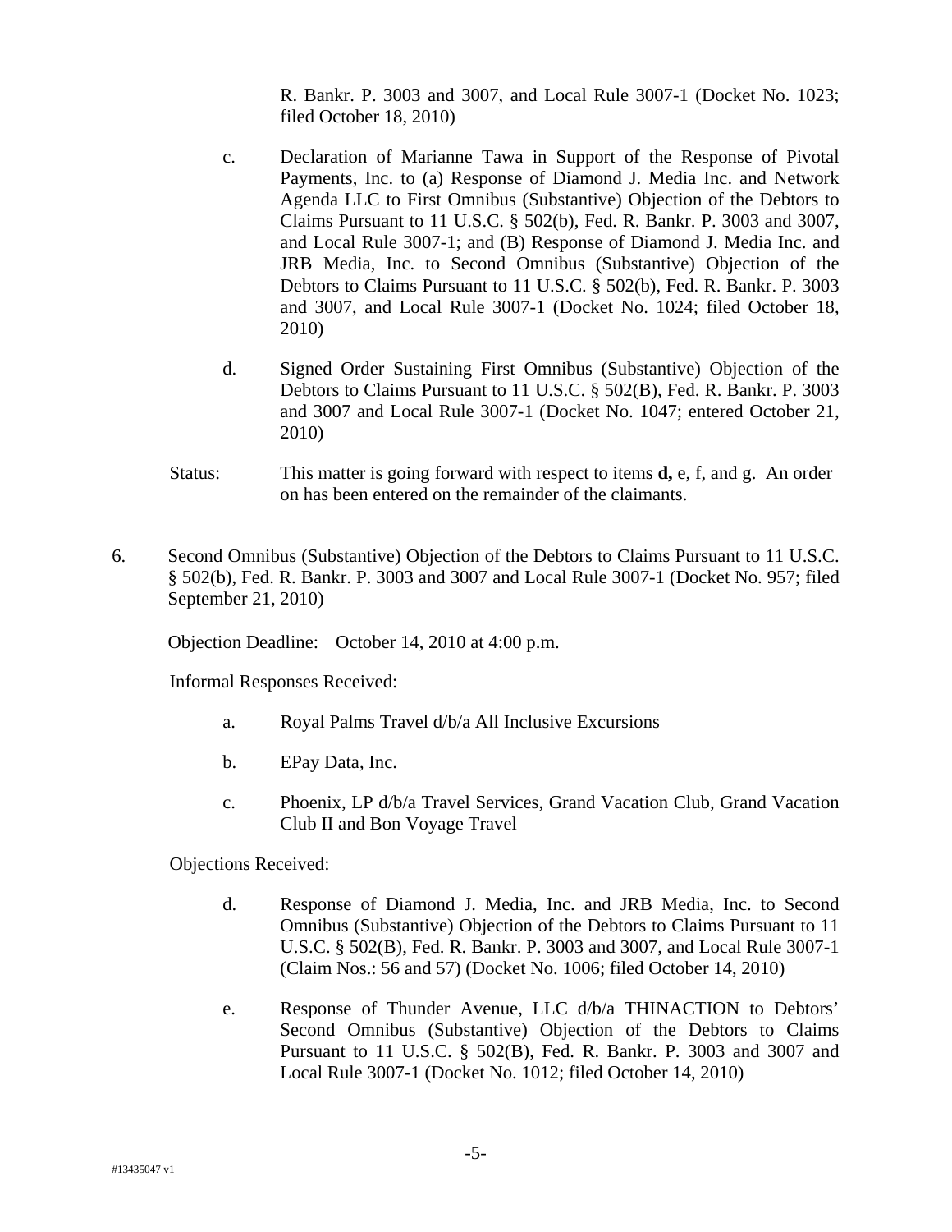R. Bankr. P. 3003 and 3007, and Local Rule 3007-1 (Docket No. 1023; filed October 18, 2010)

c. Declaration of Marianne Tawa in Support of the Response of Pivotal Payments, Inc. to (a) Response of Diamond J. Media Inc. and Network Agenda LLC to First Omnibus (Substantive) Objection of the Debtors to Claims Pursuant to 11 U.S.C. § 502(b), Fed. R. Bankr. P. 3003 and 3007, and Local Rule 3007-1; and (B) Response of Diamond J. Media Inc. and JRB Media, Inc. to Second Omnibus (Substantive) Objection of the Debtors to Claims Pursuant to 11 U.S.C. § 502(b), Fed. R. Bankr. P. 3003 and 3007, and Local Rule 3007-1 (Docket No. 1024; filed October 18, 2010)

d. Signed Order Sustaining First Omnibus (Substantive) Objection of the Debtors to Claims Pursuant to 11 U.S.C. § 502(B), Fed. R. Bankr. P. 3003 and 3007 and Local Rule 3007-1 (Docket No. 1047; entered October 21, 2010)

Status: This matter is going forward with respect to items **d,** e, f, and g. An order on has been entered on the remainder of the claimants.

6. Second Omnibus (Substantive) Objection of the Debtors to Claims Pursuant to 11 U.S.C. § 502(b), Fed. R. Bankr. P. 3003 and 3007 and Local Rule 3007-1 (Docket No. 957; filed September 21, 2010)

Objection Deadline: October 14, 2010 at 4:00 p.m.

Informal Responses Received:

a. Royal Palms Travel d/b/a All Inclusive Excursions

b. EPay Data, Inc.

c. Phoenix, LP d/b/a Travel Services, Grand Vacation Club, Grand Vacation Club II and Bon Voyage Travel

Objections Received:

d. Response of Diamond J. Media, Inc. and JRB Media, Inc. to Second Omnibus (Substantive) Objection of the Debtors to Claims Pursuant to 11 U.S.C. § 502(B), Fed. R. Bankr. P. 3003 and 3007, and Local Rule 3007-1 (Claim Nos.: 56 and 57) (Docket No. 1006; filed October 14, 2010)

e. Response of Thunder Avenue, LLC d/b/a THINACTION to Debtors' Second Omnibus (Substantive) Objection of the Debtors to Claims Pursuant to 11 U.S.C. § 502(B), Fed. R. Bankr. P. 3003 and 3007 and Local Rule 3007-1 (Docket No. 1012; filed October 14, 2010)

#13435047 v1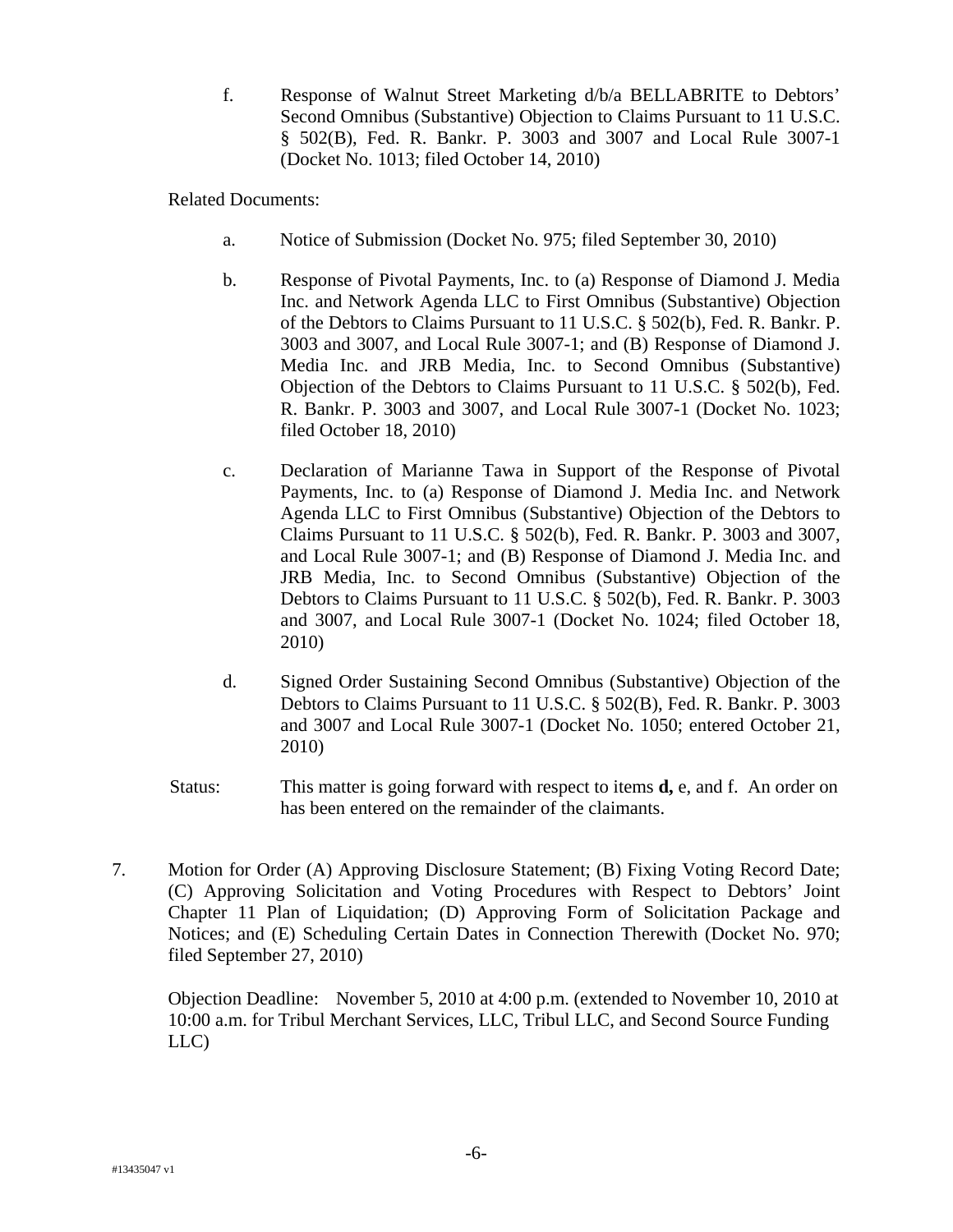f. Response of Walnut Street Marketing d/b/a BELLABRITE to Debtors' Second Omnibus (Substantive) Objection to Claims Pursuant to 11 U.S.C. § 502(B), Fed. R. Bankr. P. 3003 and 3007 and Local Rule 3007-1 (Docket No. 1013; filed October 14, 2010)

Related Documents:

a. Notice of Submission (Docket No. 975; filed September 30, 2010)

b. Response of Pivotal Payments, Inc. to (a) Response of Diamond J. Media Inc. and Network Agenda LLC to First Omnibus (Substantive) Objection of the Debtors to Claims Pursuant to 11 U.S.C. § 502(b), Fed. R. Bankr. P. 3003 and 3007, and Local Rule 3007-1; and (B) Response of Diamond J. Media Inc. and JRB Media, Inc. to Second Omnibus (Substantive) Objection of the Debtors to Claims Pursuant to 11 U.S.C. § 502(b), Fed. R. Bankr. P. 3003 and 3007, and Local Rule 3007-1 (Docket No. 1023; filed October 18, 2010)

c. Declaration of Marianne Tawa in Support of the Response of Pivotal Payments, Inc. to (a) Response of Diamond J. Media Inc. and Network Agenda LLC to First Omnibus (Substantive) Objection of the Debtors to Claims Pursuant to 11 U.S.C. § 502(b), Fed. R. Bankr. P. 3003 and 3007, and Local Rule 3007-1; and (B) Response of Diamond J. Media Inc. and JRB Media, Inc. to Second Omnibus (Substantive) Objection of the Debtors to Claims Pursuant to 11 U.S.C. § 502(b), Fed. R. Bankr. P. 3003 and 3007, and Local Rule 3007-1 (Docket No. 1024; filed October 18, 2010)

d. Signed Order Sustaining Second Omnibus (Substantive) Objection of the Debtors to Claims Pursuant to 11 U.S.C. § 502(B), Fed. R. Bankr. P. 3003 and 3007 and Local Rule 3007-1 (Docket No. 1050; entered October 21, 2010)

Status: This matter is going forward with respect to items **d,** e, and f. An order on has been entered on the remainder of the claimants.

7. Motion for Order (A) Approving Disclosure Statement; (B) Fixing Voting Record Date; (C) Approving Solicitation and Voting Procedures with Respect to Debtors' Joint Chapter 11 Plan of Liquidation; (D) Approving Form of Solicitation Package and Notices; and (E) Scheduling Certain Dates in Connection Therewith (Docket No. 970; filed September 27, 2010)

Objection Deadline: November 5, 2010 at 4:00 p.m. (extended to November 10, 2010 at 10:00 a.m. for Tribul Merchant Services, LLC, Tribul LLC, and Second Source Funding LLC)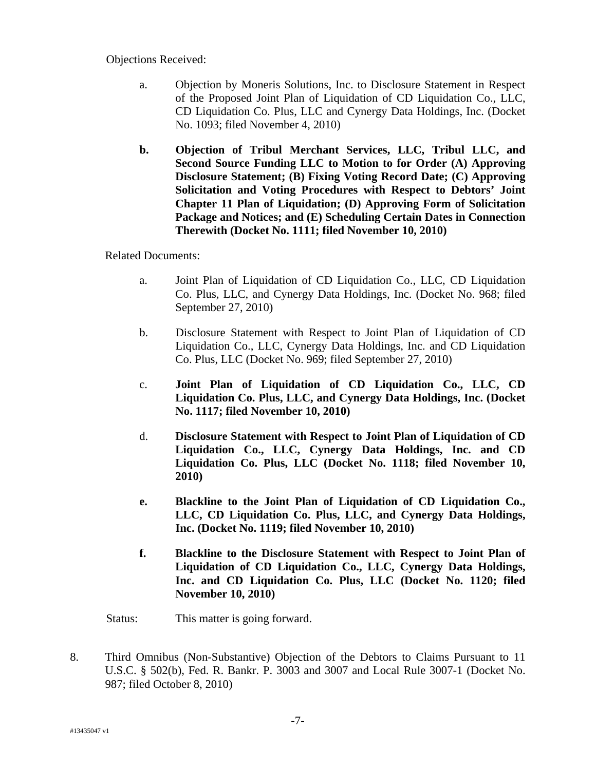Objections Received:

a. Objection by Moneris Solutions, Inc. to Disclosure Statement in Respect of the Proposed Joint Plan of Liquidation of CD Liquidation Co., LLC, CD Liquidation Co. Plus, LLC and Cynergy Data Holdings, Inc. (Docket No. 1093; filed November 4, 2010)

**b. Objection of Tribul Merchant Services, LLC, Tribul LLC, and Second Source Funding LLC to Motion to for Order (A) Approving Disclosure Statement; (B) Fixing Voting Record Date; (C) Approving Solicitation and Voting Procedures with Respect to Debtors' Joint Chapter 11 Plan of Liquidation; (D) Approving Form of Solicitation Package and Notices; and (E) Scheduling Certain Dates in Connection Therewith (Docket No. 1111; filed November 10, 2010)**

Related Documents:

a. Joint Plan of Liquidation of CD Liquidation Co., LLC, CD Liquidation Co. Plus, LLC, and Cynergy Data Holdings, Inc. (Docket No. 968; filed September 27, 2010)

b. Disclosure Statement with Respect to Joint Plan of Liquidation of CD Liquidation Co., LLC, Cynergy Data Holdings, Inc. and CD Liquidation Co. Plus, LLC (Docket No. 969; filed September 27, 2010)

c. **Joint Plan of Liquidation of CD Liquidation Co., LLC, CD Liquidation Co. Plus, LLC, and Cynergy Data Holdings, Inc. (Docket No. 1117; filed November 10, 2010)**

d. **Disclosure Statement with Respect to Joint Plan of Liquidation of CD Liquidation Co., LLC, Cynergy Data Holdings, Inc. and CD Liquidation Co. Plus, LLC (Docket No. 1118; filed November 10, 2010)**

**e. Blackline to the Joint Plan of Liquidation of CD Liquidation Co., LLC, CD Liquidation Co. Plus, LLC, and Cynergy Data Holdings, Inc. (Docket No. 1119; filed November 10, 2010)**

**f. Blackline to the Disclosure Statement with Respect to Joint Plan of Liquidation of CD Liquidation Co., LLC, Cynergy Data Holdings, Inc. and CD Liquidation Co. Plus, LLC (Docket No. 1120; filed November 10, 2010)**

Status: This matter is going forward.

8. Third Omnibus (Non-Substantive) Objection of the Debtors to Claims Pursuant to 11 U.S.C. § 502(b), Fed. R. Bankr. P. 3003 and 3007 and Local Rule 3007-1 (Docket No. 987; filed October 8, 2010)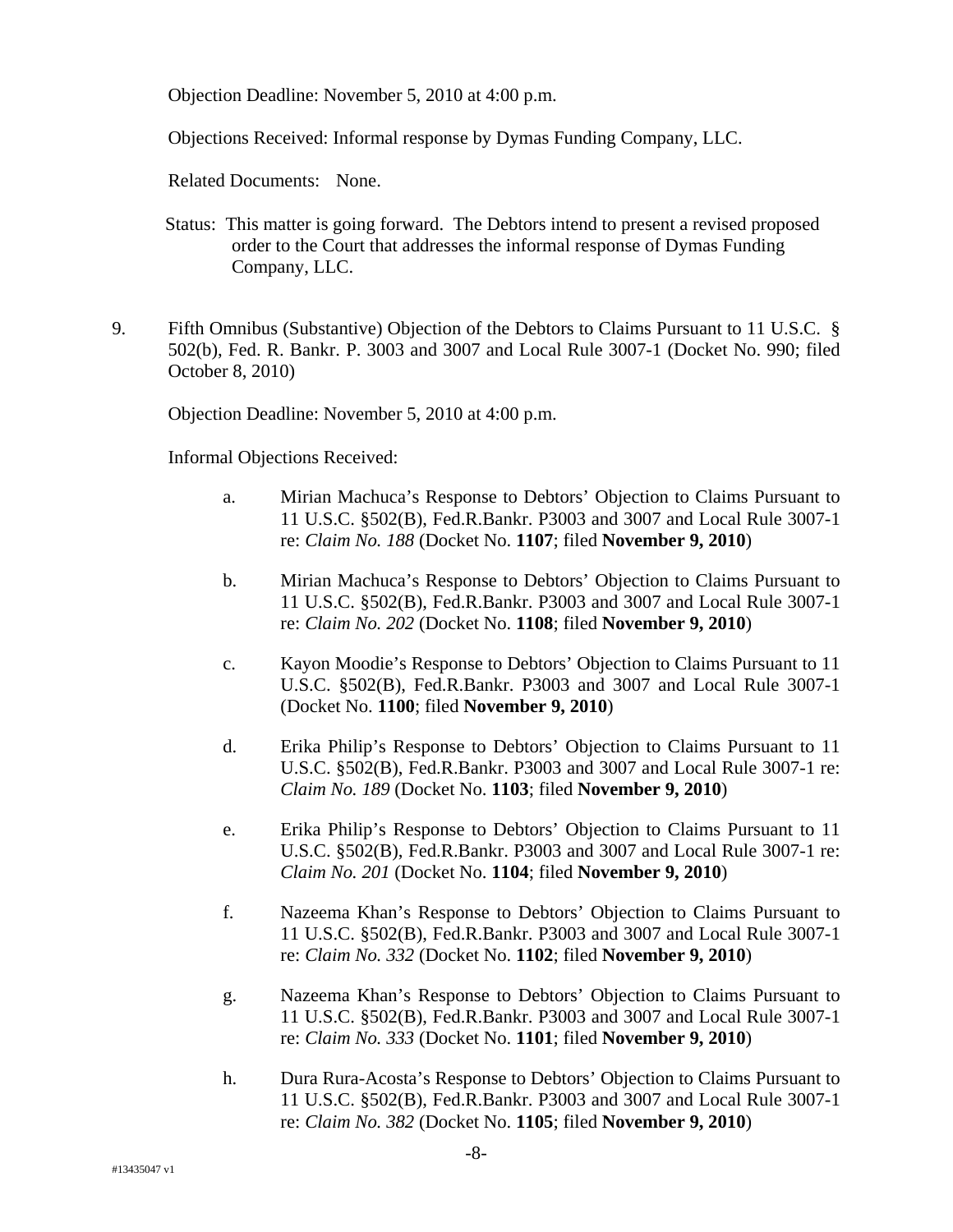Objection Deadline: November 5, 2010 at 4:00 p.m.

Objections Received: Informal response by Dymas Funding Company, LLC.

Related Documents: None.

Status: This matter is going forward. The Debtors intend to present a revised proposed order to the Court that addresses the informal response of Dymas Funding Company, LLC.

9. Fifth Omnibus (Substantive) Objection of the Debtors to Claims Pursuant to 11 U.S.C. § 502(b), Fed. R. Bankr. P. 3003 and 3007 and Local Rule 3007-1 (Docket No. 990; filed October 8, 2010)

   Objection Deadline: November 5, 2010 at 4:00 p.m.

   Informal Objections Received:

   a. Mirian Machuca's Response to Debtors' Objection to Claims Pursuant to 11 U.S.C. §502(B), Fed.R.Bankr. P3003 and 3007 and Local Rule 3007-1 re: *Claim No. 188* (Docket No. **1107**; filed **November 9, 2010**)

   b. Mirian Machuca's Response to Debtors' Objection to Claims Pursuant to 11 U.S.C. §502(B), Fed.R.Bankr. P3003 and 3007 and Local Rule 3007-1 re: *Claim No. 202* (Docket No. **1108**; filed **November 9, 2010**)

   c. Kayon Moodie's Response to Debtors' Objection to Claims Pursuant to 11 U.S.C. §502(B), Fed.R.Bankr. P3003 and 3007 and Local Rule 3007-1 (Docket No. **1100**; filed **November 9, 2010**)

   d. Erika Philip's Response to Debtors' Objection to Claims Pursuant to 11 U.S.C. §502(B), Fed.R.Bankr. P3003 and 3007 and Local Rule 3007-1 re: *Claim No. 189* (Docket No. **1103**; filed **November 9, 2010**)

   e. Erika Philip's Response to Debtors' Objection to Claims Pursuant to 11 U.S.C. §502(B), Fed.R.Bankr. P3003 and 3007 and Local Rule 3007-1 re: *Claim No. 201* (Docket No. **1104**; filed **November 9, 2010**)

   f. Nazeema Khan's Response to Debtors' Objection to Claims Pursuant to 11 U.S.C. §502(B), Fed.R.Bankr. P3003 and 3007 and Local Rule 3007-1 re: *Claim No. 332* (Docket No. **1102**; filed **November 9, 2010**)

   g. Nazeema Khan's Response to Debtors' Objection to Claims Pursuant to 11 U.S.C. §502(B), Fed.R.Bankr. P3003 and 3007 and Local Rule 3007-1 re: *Claim No. 333* (Docket No. **1101**; filed **November 9, 2010**)

   h. Dura Rura-Acosta's Response to Debtors' Objection to Claims Pursuant to 11 U.S.C. §502(B), Fed.R.Bankr. P3003 and 3007 and Local Rule 3007-1 re: *Claim No. 382* (Docket No. **1105**; filed **November 9, 2010**)

#13435047 v1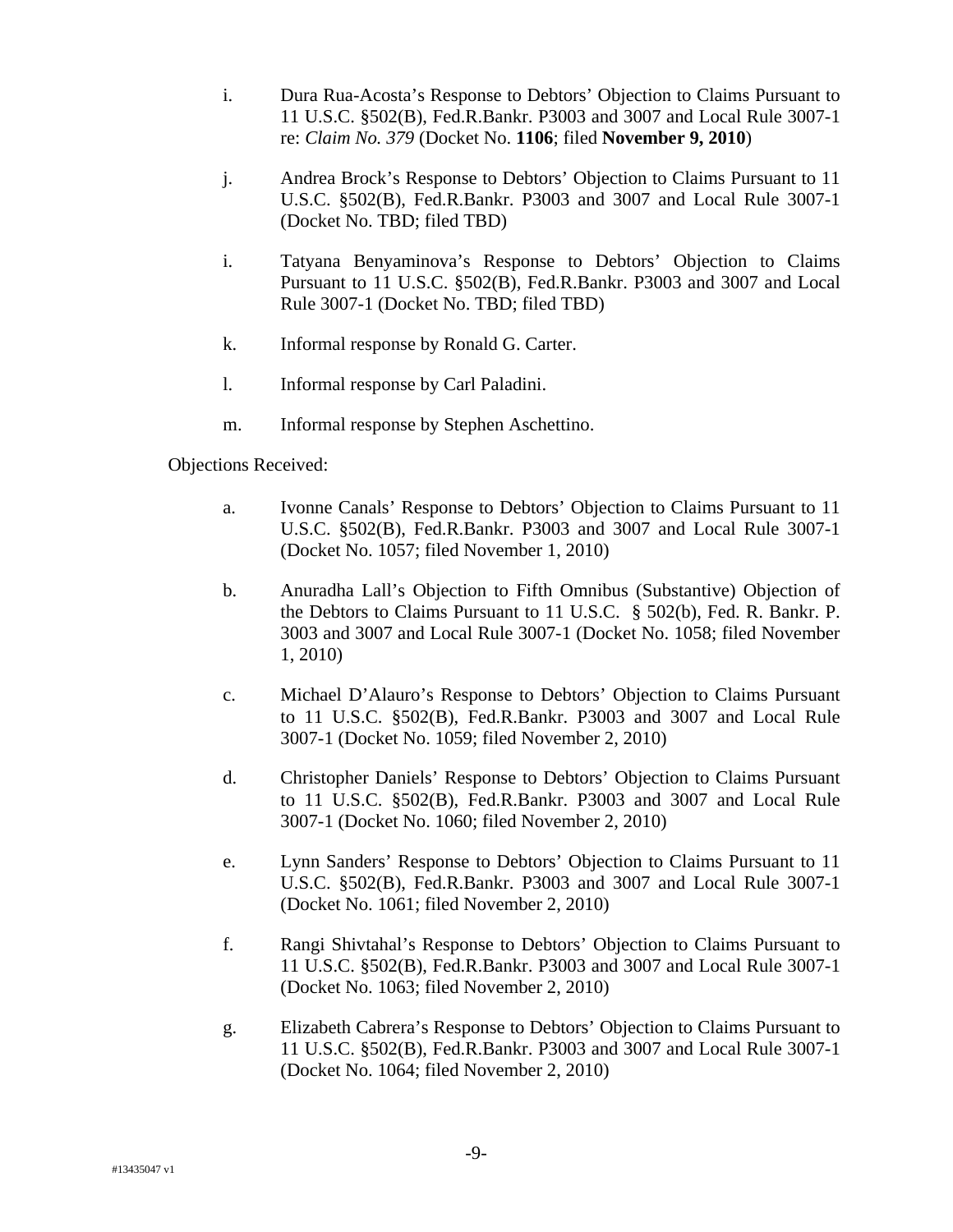i. Dura Rua-Acosta's Response to Debtors' Objection to Claims Pursuant to 11 U.S.C. §502(B), Fed.R.Bankr. P3003 and 3007 and Local Rule 3007-1 re: *Claim No. 379* (Docket No. **1106**; filed **November 9, 2010**)

j. Andrea Brock's Response to Debtors' Objection to Claims Pursuant to 11 U.S.C. §502(B), Fed.R.Bankr. P3003 and 3007 and Local Rule 3007-1 (Docket No. TBD; filed TBD)

i. Tatyana Benyaminova's Response to Debtors' Objection to Claims Pursuant to 11 U.S.C. §502(B), Fed.R.Bankr. P3003 and 3007 and Local Rule 3007-1 (Docket No. TBD; filed TBD)

k. Informal response by Ronald G. Carter.

l. Informal response by Carl Paladini.

m. Informal response by Stephen Aschettino.

Objections Received:

a. Ivonne Canals' Response to Debtors' Objection to Claims Pursuant to 11 U.S.C. §502(B), Fed.R.Bankr. P3003 and 3007 and Local Rule 3007-1 (Docket No. 1057; filed November 1, 2010)

b. Anuradha Lall's Objection to Fifth Omnibus (Substantive) Objection of the Debtors to Claims Pursuant to 11 U.S.C. § 502(b), Fed. R. Bankr. P. 3003 and 3007 and Local Rule 3007-1 (Docket No. 1058; filed November 1, 2010)

c. Michael D'Alauro's Response to Debtors' Objection to Claims Pursuant to 11 U.S.C. §502(B), Fed.R.Bankr. P3003 and 3007 and Local Rule 3007-1 (Docket No. 1059; filed November 2, 2010)

d. Christopher Daniels' Response to Debtors' Objection to Claims Pursuant to 11 U.S.C. §502(B), Fed.R.Bankr. P3003 and 3007 and Local Rule 3007-1 (Docket No. 1060; filed November 2, 2010)

e. Lynn Sanders' Response to Debtors' Objection to Claims Pursuant to 11 U.S.C. §502(B), Fed.R.Bankr. P3003 and 3007 and Local Rule 3007-1 (Docket No. 1061; filed November 2, 2010)

f. Rangi Shivtahal's Response to Debtors' Objection to Claims Pursuant to 11 U.S.C. §502(B), Fed.R.Bankr. P3003 and 3007 and Local Rule 3007-1 (Docket No. 1063; filed November 2, 2010)

g. Elizabeth Cabrera's Response to Debtors' Objection to Claims Pursuant to 11 U.S.C. §502(B), Fed.R.Bankr. P3003 and 3007 and Local Rule 3007-1 (Docket No. 1064; filed November 2, 2010)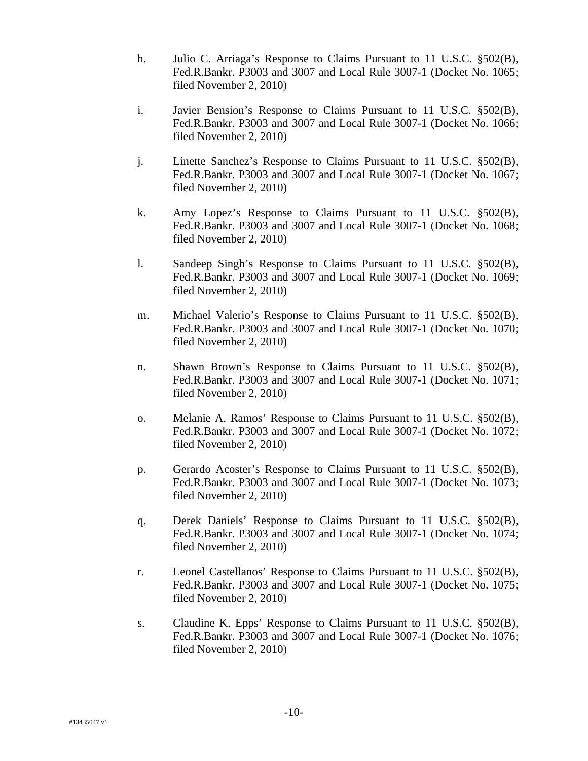h. Julio C. Arriaga's Response to Claims Pursuant to 11 U.S.C. §502(B), Fed.R.Bankr. P3003 and 3007 and Local Rule 3007-1 (Docket No. 1065; filed November 2, 2010)

i. Javier Bension's Response to Claims Pursuant to 11 U.S.C. §502(B), Fed.R.Bankr. P3003 and 3007 and Local Rule 3007-1 (Docket No. 1066; filed November 2, 2010)

j. Linette Sanchez's Response to Claims Pursuant to 11 U.S.C. §502(B), Fed.R.Bankr. P3003 and 3007 and Local Rule 3007-1 (Docket No. 1067; filed November 2, 2010)

k. Amy Lopez's Response to Claims Pursuant to 11 U.S.C. §502(B), Fed.R.Bankr. P3003 and 3007 and Local Rule 3007-1 (Docket No. 1068; filed November 2, 2010)

l. Sandeep Singh's Response to Claims Pursuant to 11 U.S.C. §502(B), Fed.R.Bankr. P3003 and 3007 and Local Rule 3007-1 (Docket No. 1069; filed November 2, 2010)

m. Michael Valerio's Response to Claims Pursuant to 11 U.S.C. §502(B), Fed.R.Bankr. P3003 and 3007 and Local Rule 3007-1 (Docket No. 1070; filed November 2, 2010)

n. Shawn Brown's Response to Claims Pursuant to 11 U.S.C. §502(B), Fed.R.Bankr. P3003 and 3007 and Local Rule 3007-1 (Docket No. 1071; filed November 2, 2010)

o. Melanie A. Ramos' Response to Claims Pursuant to 11 U.S.C. §502(B), Fed.R.Bankr. P3003 and 3007 and Local Rule 3007-1 (Docket No. 1072; filed November 2, 2010)

p. Gerardo Acoster's Response to Claims Pursuant to 11 U.S.C. §502(B), Fed.R.Bankr. P3003 and 3007 and Local Rule 3007-1 (Docket No. 1073; filed November 2, 2010)

q. Derek Daniels' Response to Claims Pursuant to 11 U.S.C. §502(B), Fed.R.Bankr. P3003 and 3007 and Local Rule 3007-1 (Docket No. 1074; filed November 2, 2010)

r. Leonel Castellanos' Response to Claims Pursuant to 11 U.S.C. §502(B), Fed.R.Bankr. P3003 and 3007 and Local Rule 3007-1 (Docket No. 1075; filed November 2, 2010)

s. Claudine K. Epps' Response to Claims Pursuant to 11 U.S.C. §502(B), Fed.R.Bankr. P3003 and 3007 and Local Rule 3007-1 (Docket No. 1076; filed November 2, 2010)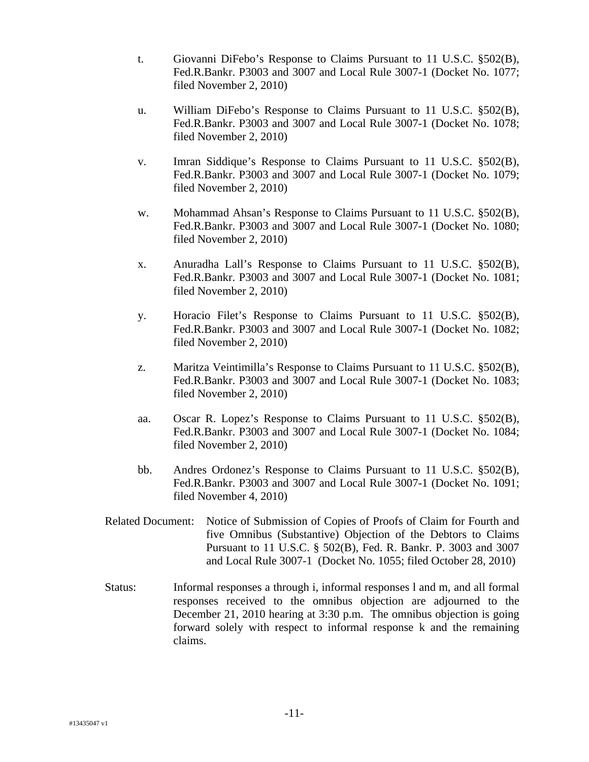t. Giovanni DiFebo's Response to Claims Pursuant to 11 U.S.C. §502(B), Fed.R.Bankr. P3003 and 3007 and Local Rule 3007-1 (Docket No. 1077; filed November 2, 2010)

u. William DiFebo's Response to Claims Pursuant to 11 U.S.C. §502(B), Fed.R.Bankr. P3003 and 3007 and Local Rule 3007-1 (Docket No. 1078; filed November 2, 2010)

v. Imran Siddique's Response to Claims Pursuant to 11 U.S.C. §502(B), Fed.R.Bankr. P3003 and 3007 and Local Rule 3007-1 (Docket No. 1079; filed November 2, 2010)

w. Mohammad Ahsan's Response to Claims Pursuant to 11 U.S.C. §502(B), Fed.R.Bankr. P3003 and 3007 and Local Rule 3007-1 (Docket No. 1080; filed November 2, 2010)

x. Anuradha Lall's Response to Claims Pursuant to 11 U.S.C. §502(B), Fed.R.Bankr. P3003 and 3007 and Local Rule 3007-1 (Docket No. 1081; filed November 2, 2010)

y. Horacio Filet's Response to Claims Pursuant to 11 U.S.C. §502(B), Fed.R.Bankr. P3003 and 3007 and Local Rule 3007-1 (Docket No. 1082; filed November 2, 2010)

z. Maritza Veintimilla's Response to Claims Pursuant to 11 U.S.C. §502(B), Fed.R.Bankr. P3003 and 3007 and Local Rule 3007-1 (Docket No. 1083; filed November 2, 2010)

aa. Oscar R. Lopez's Response to Claims Pursuant to 11 U.S.C. §502(B), Fed.R.Bankr. P3003 and 3007 and Local Rule 3007-1 (Docket No. 1084; filed November 2, 2010)

bb. Andres Ordonez's Response to Claims Pursuant to 11 U.S.C. §502(B), Fed.R.Bankr. P3003 and 3007 and Local Rule 3007-1 (Docket No. 1091; filed November 4, 2010)

Related Document: Notice of Submission of Copies of Proofs of Claim for Fourth and five Omnibus (Substantive) Objection of the Debtors to Claims Pursuant to 11 U.S.C. § 502(B), Fed. R. Bankr. P. 3003 and 3007 and Local Rule 3007-1 (Docket No. 1055; filed October 28, 2010)

Status: Informal responses a through i, informal responses l and m, and all formal responses received to the omnibus objection are adjourned to the December 21, 2010 hearing at 3:30 p.m. The omnibus objection is going forward solely with respect to informal response k and the remaining claims.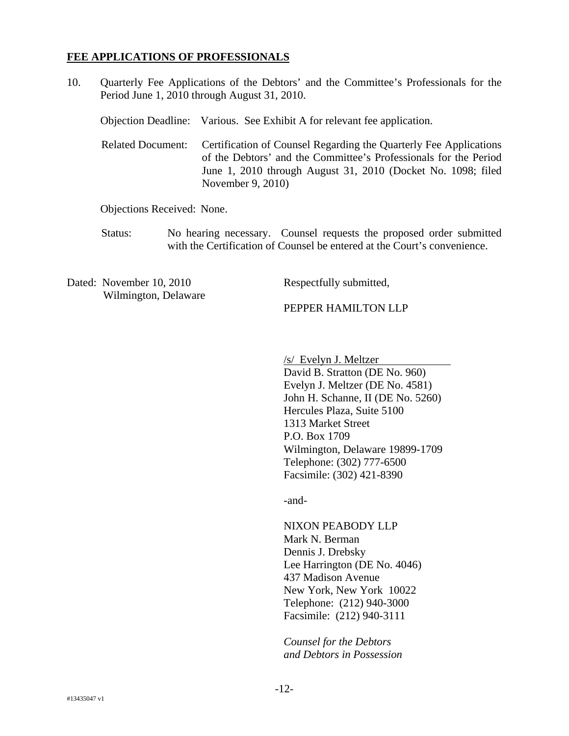**FEE APPLICATIONS OF PROFESSIONALS**

10. Quarterly Fee Applications of the Debtors' and the Committee's Professionals for the Period June 1, 2010 through August 31, 2010.

    Objection Deadline: Various. See Exhibit A for relevant fee application.

    Related Document: Certification of Counsel Regarding the Quarterly Fee Applications of the Debtors' and the Committee's Professionals for the Period June 1, 2010 through August 31, 2010 (Docket No. 1098; filed November 9, 2010)

    Objections Received: None.

    Status: No hearing necessary. Counsel requests the proposed order submitted with the Certification of Counsel be entered at the Court's convenience.

Dated: November 10, 2010
Wilmington, Delaware

Respectfully submitted,

PEPPER HAMILTON LLP

/s/ Evelyn J. Meltzer
David B. Stratton (DE No. 960)
Evelyn J. Meltzer (DE No. 4581)
John H. Schanne, II (DE No. 5260)
Hercules Plaza, Suite 5100
1313 Market Street
P.O. Box 1709
Wilmington, Delaware 19899-1709
Telephone: (302) 777-6500
Facsimile: (302) 421-8390

-and-

NIXON PEABODY LLP
Mark N. Berman
Dennis J. Drebsky
Lee Harrington (DE No. 4046)
437 Madison Avenue
New York, New York 10022
Telephone: (212) 940-3000
Facsimile: (212) 940-3111

*Counsel for the Debtors and Debtors in Possession*

#13435047 v1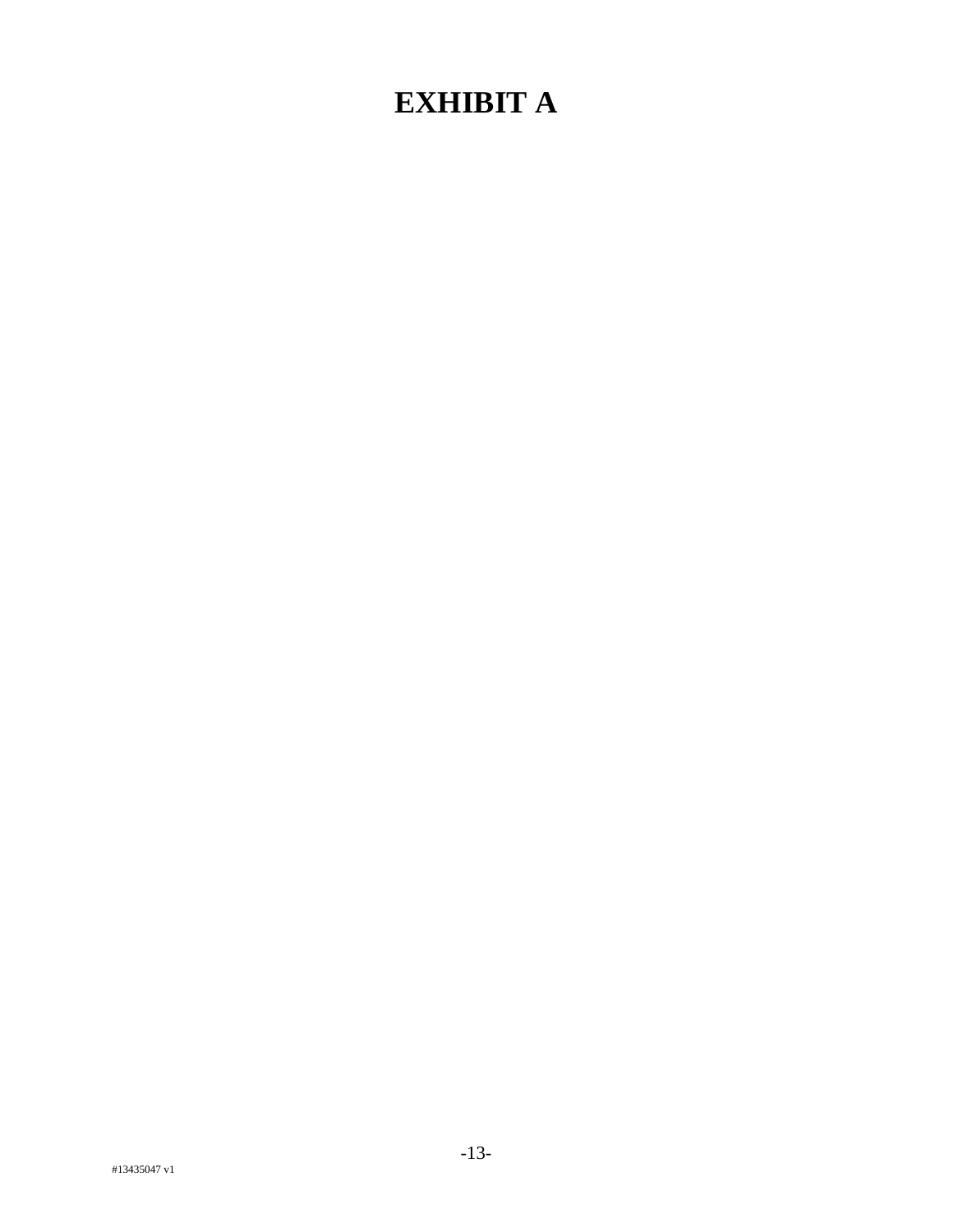# EXHIBIT A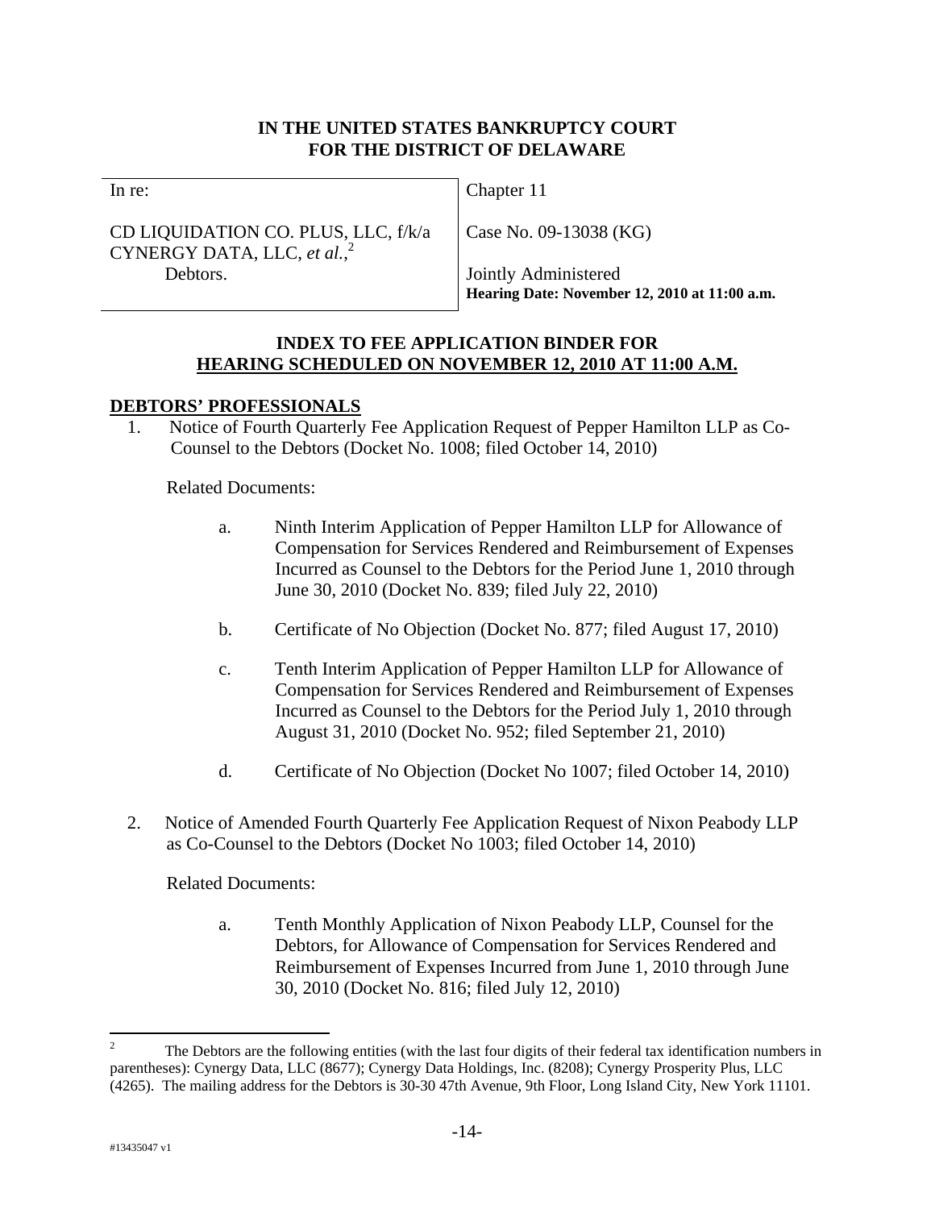**IN THE UNITED STATES BANKRUPTCY COURT**
**FOR THE DISTRICT OF DELAWARE**

| | |
|---|---|
| In re: | Chapter 11 |
| CD LIQUIDATION CO. PLUS, LLC, f/k/a CYNERGY DATA, LLC, *et al.*,[2] | Case No. 09-13038 (KG) |
| Debtors. | Jointly Administered<br>**Hearing Date: November 12, 2010 at 11:00 a.m.** |

**INDEX TO FEE APPLICATION BINDER FOR**
**HEARING SCHEDULED ON NOVEMBER 12, 2010 AT 11:00 A.M.**

**DEBTORS' PROFESSIONALS**

1. Notice of Fourth Quarterly Fee Application Request of Pepper Hamilton LLP as Co-Counsel to the Debtors (Docket No. 1008; filed October 14, 2010)

   Related Documents:

   a. Ninth Interim Application of Pepper Hamilton LLP for Allowance of Compensation for Services Rendered and Reimbursement of Expenses Incurred as Counsel to the Debtors for the Period June 1, 2010 through June 30, 2010 (Docket No. 839; filed July 22, 2010)

   b. Certificate of No Objection (Docket No. 877; filed August 17, 2010)

   c. Tenth Interim Application of Pepper Hamilton LLP for Allowance of Compensation for Services Rendered and Reimbursement of Expenses Incurred as Counsel to the Debtors for the Period July 1, 2010 through August 31, 2010 (Docket No. 952; filed September 21, 2010)

   d. Certificate of No Objection (Docket No 1007; filed October 14, 2010)

2. Notice of Amended Fourth Quarterly Fee Application Request of Nixon Peabody LLP as Co-Counsel to the Debtors (Docket No 1003; filed October 14, 2010)

   Related Documents:

   a. Tenth Monthly Application of Nixon Peabody LLP, Counsel for the Debtors, for Allowance of Compensation for Services Rendered and Reimbursement of Expenses Incurred from June 1, 2010 through June 30, 2010 (Docket No. 816; filed July 12, 2010)

---

[2] The Debtors are the following entities (with the last four digits of their federal tax identification numbers in parentheses): Cynergy Data, LLC (8677); Cynergy Data Holdings, Inc. (8208); Cynergy Prosperity Plus, LLC (4265). The mailing address for the Debtors is 30-30 47th Avenue, 9th Floor, Long Island City, New York 11101.

#13435047 v1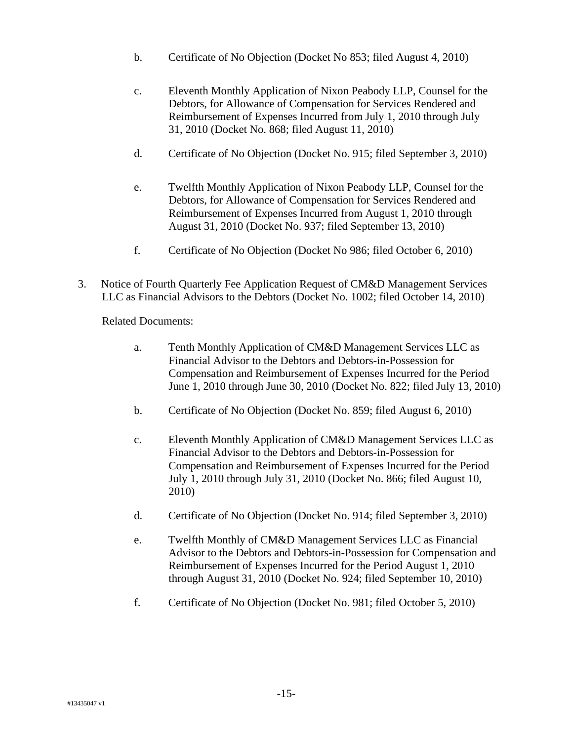b. Certificate of No Objection (Docket No 853; filed August 4, 2010)

c. Eleventh Monthly Application of Nixon Peabody LLP, Counsel for the Debtors, for Allowance of Compensation for Services Rendered and Reimbursement of Expenses Incurred from July 1, 2010 through July 31, 2010 (Docket No. 868; filed August 11, 2010)

d. Certificate of No Objection (Docket No. 915; filed September 3, 2010)

e. Twelfth Monthly Application of Nixon Peabody LLP, Counsel for the Debtors, for Allowance of Compensation for Services Rendered and Reimbursement of Expenses Incurred from August 1, 2010 through August 31, 2010 (Docket No. 937; filed September 13, 2010)

f. Certificate of No Objection (Docket No 986; filed October 6, 2010)

3. Notice of Fourth Quarterly Fee Application Request of CM&D Management Services LLC as Financial Advisors to the Debtors (Docket No. 1002; filed October 14, 2010)

Related Documents:

a. Tenth Monthly Application of CM&D Management Services LLC as Financial Advisor to the Debtors and Debtors-in-Possession for Compensation and Reimbursement of Expenses Incurred for the Period June 1, 2010 through June 30, 2010 (Docket No. 822; filed July 13, 2010)

b. Certificate of No Objection (Docket No. 859; filed August 6, 2010)

c. Eleventh Monthly Application of CM&D Management Services LLC as Financial Advisor to the Debtors and Debtors-in-Possession for Compensation and Reimbursement of Expenses Incurred for the Period July 1, 2010 through July 31, 2010 (Docket No. 866; filed August 10, 2010)

d. Certificate of No Objection (Docket No. 914; filed September 3, 2010)

e. Twelfth Monthly of CM&D Management Services LLC as Financial Advisor to the Debtors and Debtors-in-Possession for Compensation and Reimbursement of Expenses Incurred for the Period August 1, 2010 through August 31, 2010 (Docket No. 924; filed September 10, 2010)

f. Certificate of No Objection (Docket No. 981; filed October 5, 2010)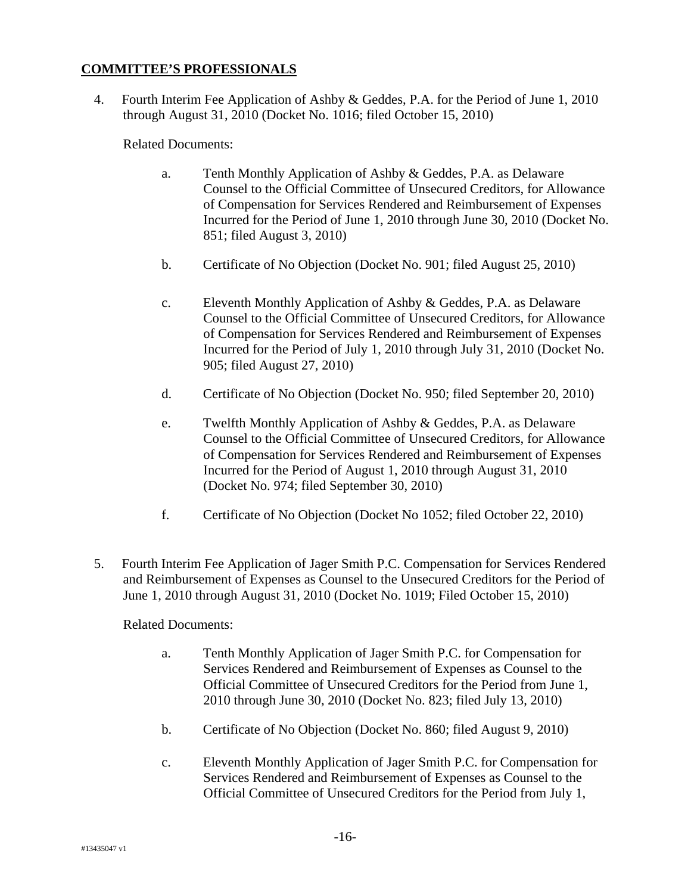## COMMITTEE'S PROFESSIONALS

4. Fourth Interim Fee Application of Ashby & Geddes, P.A. for the Period of June 1, 2010 through August 31, 2010 (Docket No. 1016; filed October 15, 2010)

   Related Documents:

   a. Tenth Monthly Application of Ashby & Geddes, P.A. as Delaware Counsel to the Official Committee of Unsecured Creditors, for Allowance of Compensation for Services Rendered and Reimbursement of Expenses Incurred for the Period of June 1, 2010 through June 30, 2010 (Docket No. 851; filed August 3, 2010)

   b. Certificate of No Objection (Docket No. 901; filed August 25, 2010)

   c. Eleventh Monthly Application of Ashby & Geddes, P.A. as Delaware Counsel to the Official Committee of Unsecured Creditors, for Allowance of Compensation for Services Rendered and Reimbursement of Expenses Incurred for the Period of July 1, 2010 through July 31, 2010 (Docket No. 905; filed August 27, 2010)

   d. Certificate of No Objection (Docket No. 950; filed September 20, 2010)

   e. Twelfth Monthly Application of Ashby & Geddes, P.A. as Delaware Counsel to the Official Committee of Unsecured Creditors, for Allowance of Compensation for Services Rendered and Reimbursement of Expenses Incurred for the Period of August 1, 2010 through August 31, 2010 (Docket No. 974; filed September 30, 2010)

   f. Certificate of No Objection (Docket No 1052; filed October 22, 2010)

5. Fourth Interim Fee Application of Jager Smith P.C. Compensation for Services Rendered and Reimbursement of Expenses as Counsel to the Unsecured Creditors for the Period of June 1, 2010 through August 31, 2010 (Docket No. 1019; Filed October 15, 2010)

   Related Documents:

   a. Tenth Monthly Application of Jager Smith P.C. for Compensation for Services Rendered and Reimbursement of Expenses as Counsel to the Official Committee of Unsecured Creditors for the Period from June 1, 2010 through June 30, 2010 (Docket No. 823; filed July 13, 2010)

   b. Certificate of No Objection (Docket No. 860; filed August 9, 2010)

   c. Eleventh Monthly Application of Jager Smith P.C. for Compensation for Services Rendered and Reimbursement of Expenses as Counsel to the Official Committee of Unsecured Creditors for the Period from July 1,

#13435047 v1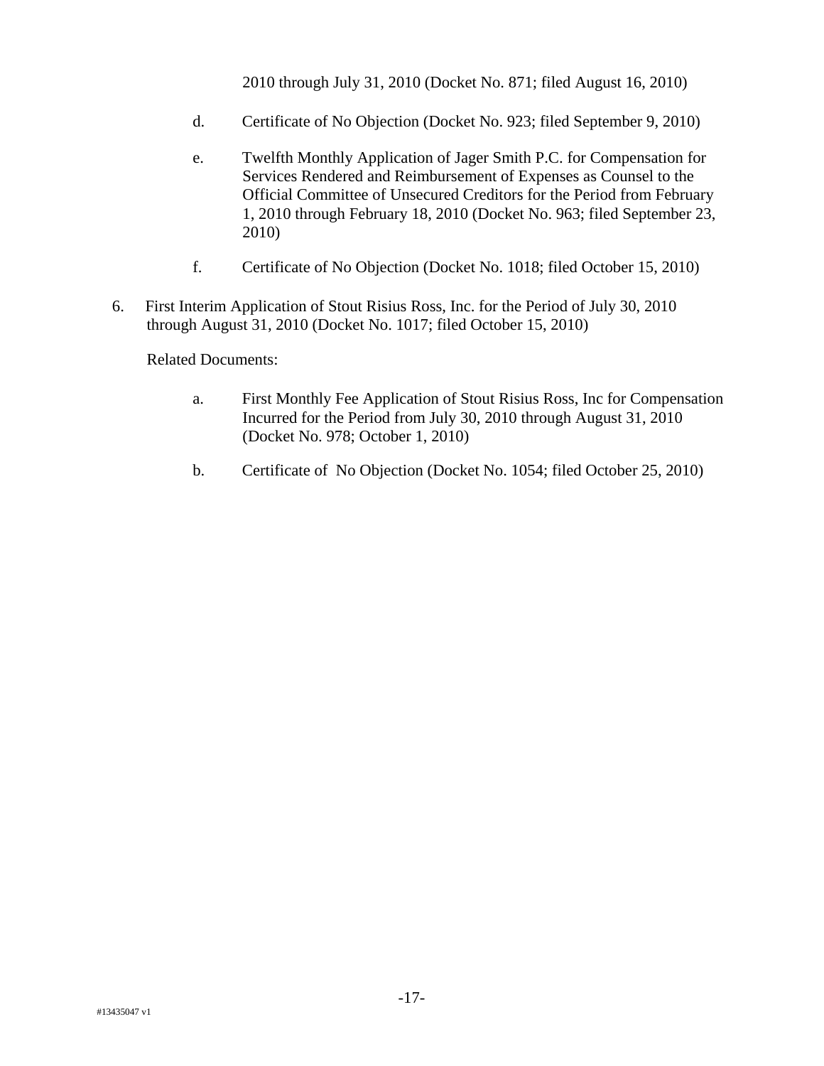2010 through July 31, 2010 (Docket No. 871; filed August 16, 2010)

d. Certificate of No Objection (Docket No. 923; filed September 9, 2010)

e. Twelfth Monthly Application of Jager Smith P.C. for Compensation for Services Rendered and Reimbursement of Expenses as Counsel to the Official Committee of Unsecured Creditors for the Period from February 1, 2010 through February 18, 2010 (Docket No. 963; filed September 23, 2010)

f. Certificate of No Objection (Docket No. 1018; filed October 15, 2010)

6. First Interim Application of Stout Risius Ross, Inc. for the Period of July 30, 2010 through August 31, 2010 (Docket No. 1017; filed October 15, 2010)

Related Documents:

a. First Monthly Fee Application of Stout Risius Ross, Inc for Compensation Incurred for the Period from July 30, 2010 through August 31, 2010 (Docket No. 978; October 1, 2010)

b. Certificate of No Objection (Docket No. 1054; filed October 25, 2010)

#13435047 v1